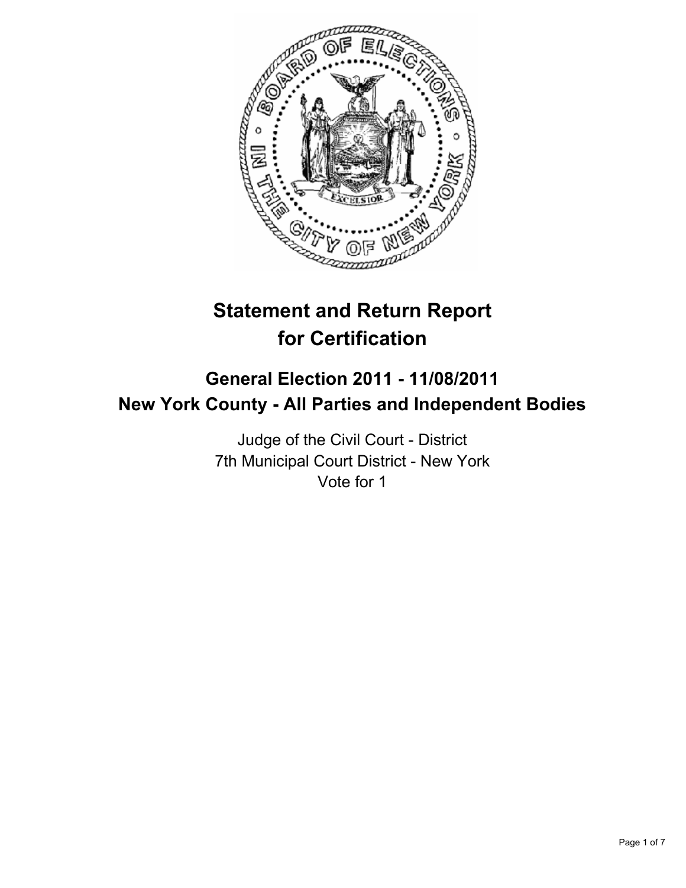# Statement and Return Report for Certification

## General Election 2011 - 11/08/2011
## New York County - All Parties and Independent Bodies

Judge of the Civil Court - District
7th Municipal Court District - New York
Vote for 1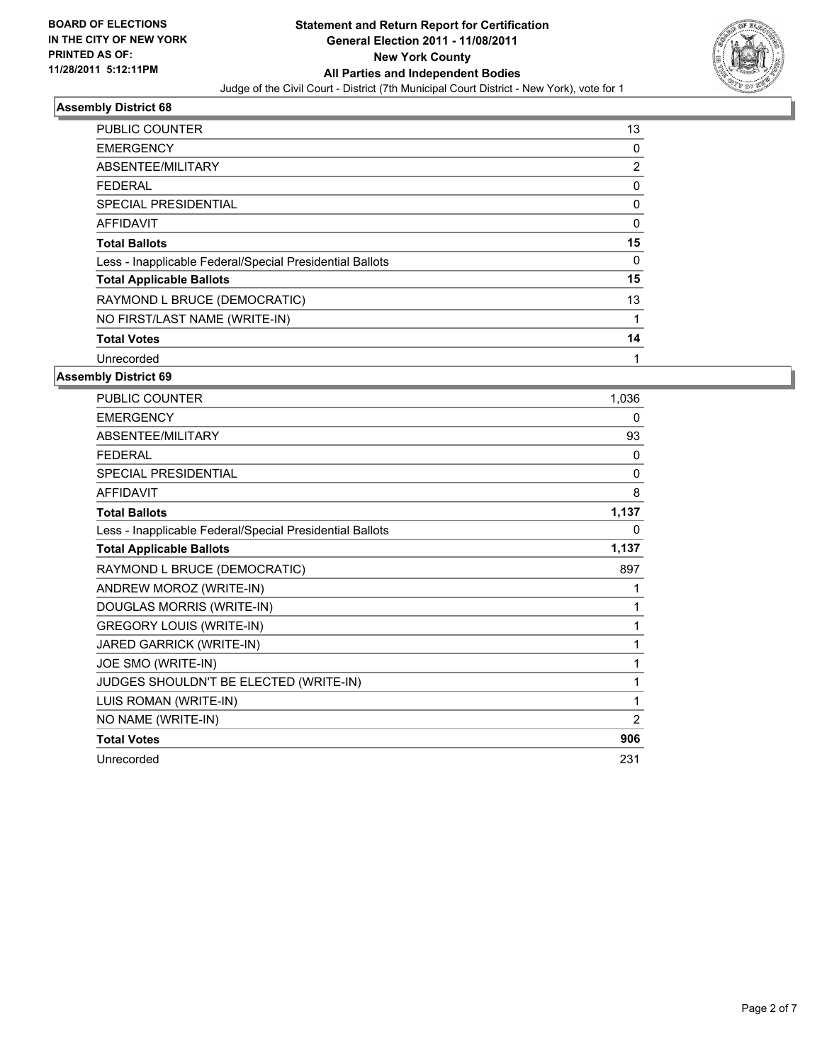**BOARD OF ELECTIONS IN THE CITY OF NEW YORK PRINTED AS OF: 11/28/2011 5:12:11PM**

# Statement and Return Report for Certification General Election 2011 - 11/08/2011 New York County All Parties and Independent Bodies

Judge of the Civil Court - District (7th Municipal Court District - New York), vote for 1

## Assembly District 68

| | |
|---|---|
| PUBLIC COUNTER | 13 |
| EMERGENCY | 0 |
| ABSENTEE/MILITARY | 2 |
| FEDERAL | 0 |
| SPECIAL PRESIDENTIAL | 0 |
| AFFIDAVIT | 0 |
| **Total Ballots** | **15** |
| Less - Inapplicable Federal/Special Presidential Ballots | 0 |
| **Total Applicable Ballots** | **15** |
| RAYMOND L BRUCE (DEMOCRATIC) | 13 |
| NO FIRST/LAST NAME (WRITE-IN) | 1 |
| **Total Votes** | **14** |
| Unrecorded | 1 |

## Assembly District 69

| | |
|---|---|
| PUBLIC COUNTER | 1,036 |
| EMERGENCY | 0 |
| ABSENTEE/MILITARY | 93 |
| FEDERAL | 0 |
| SPECIAL PRESIDENTIAL | 0 |
| AFFIDAVIT | 8 |
| **Total Ballots** | **1,137** |
| Less - Inapplicable Federal/Special Presidential Ballots | 0 |
| **Total Applicable Ballots** | **1,137** |
| RAYMOND L BRUCE (DEMOCRATIC) | 897 |
| ANDREW MOROZ (WRITE-IN) | 1 |
| DOUGLAS MORRIS (WRITE-IN) | 1 |
| GREGORY LOUIS (WRITE-IN) | 1 |
| JARED GARRICK (WRITE-IN) | 1 |
| JOE SMO (WRITE-IN) | 1 |
| JUDGES SHOULDN'T BE ELECTED (WRITE-IN) | 1 |
| LUIS ROMAN (WRITE-IN) | 1 |
| NO NAME (WRITE-IN) | 2 |
| **Total Votes** | **906** |
| Unrecorded | 231 |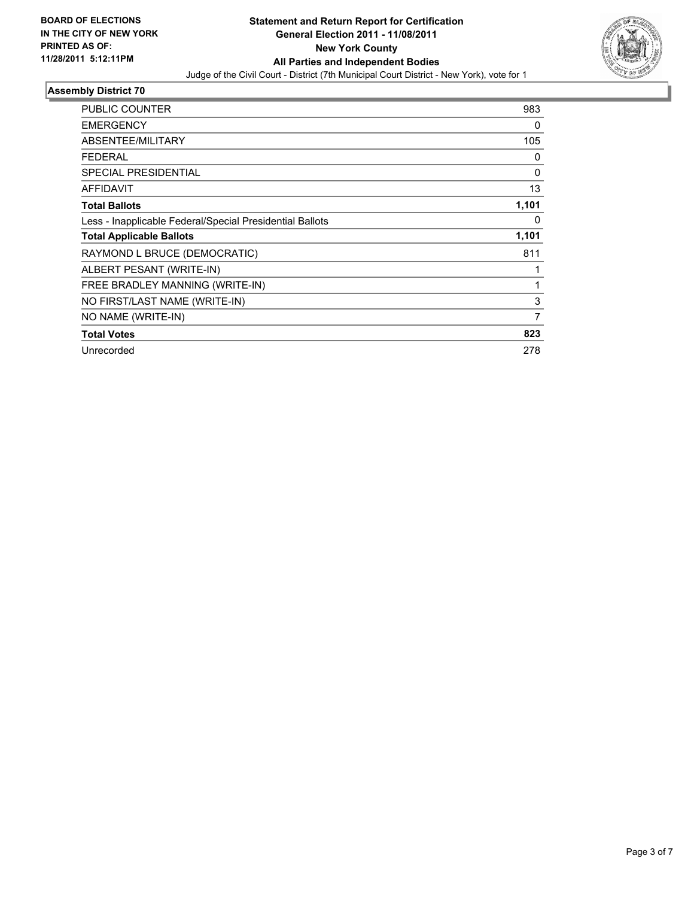**BOARD OF ELECTIONS IN THE CITY OF NEW YORK PRINTED AS OF: 11/28/2011 5:12:11PM**

# Statement and Return Report for Certification
## General Election 2011 - 11/08/2011
## New York County
## All Parties and Independent Bodies

Judge of the Civil Court - District (7th Municipal Court District - New York), vote for 1

### Assembly District 70

| | |
|---|---|
| PUBLIC COUNTER | 983 |
| EMERGENCY | 0 |
| ABSENTEE/MILITARY | 105 |
| FEDERAL | 0 |
| SPECIAL PRESIDENTIAL | 0 |
| AFFIDAVIT | 13 |
| **Total Ballots** | **1,101** |
| Less - Inapplicable Federal/Special Presidential Ballots | 0 |
| **Total Applicable Ballots** | **1,101** |
| RAYMOND L BRUCE (DEMOCRATIC) | 811 |
| ALBERT PESANT (WRITE-IN) | 1 |
| FREE BRADLEY MANNING (WRITE-IN) | 1 |
| NO FIRST/LAST NAME (WRITE-IN) | 3 |
| NO NAME (WRITE-IN) | 7 |
| **Total Votes** | **823** |
| Unrecorded | 278 |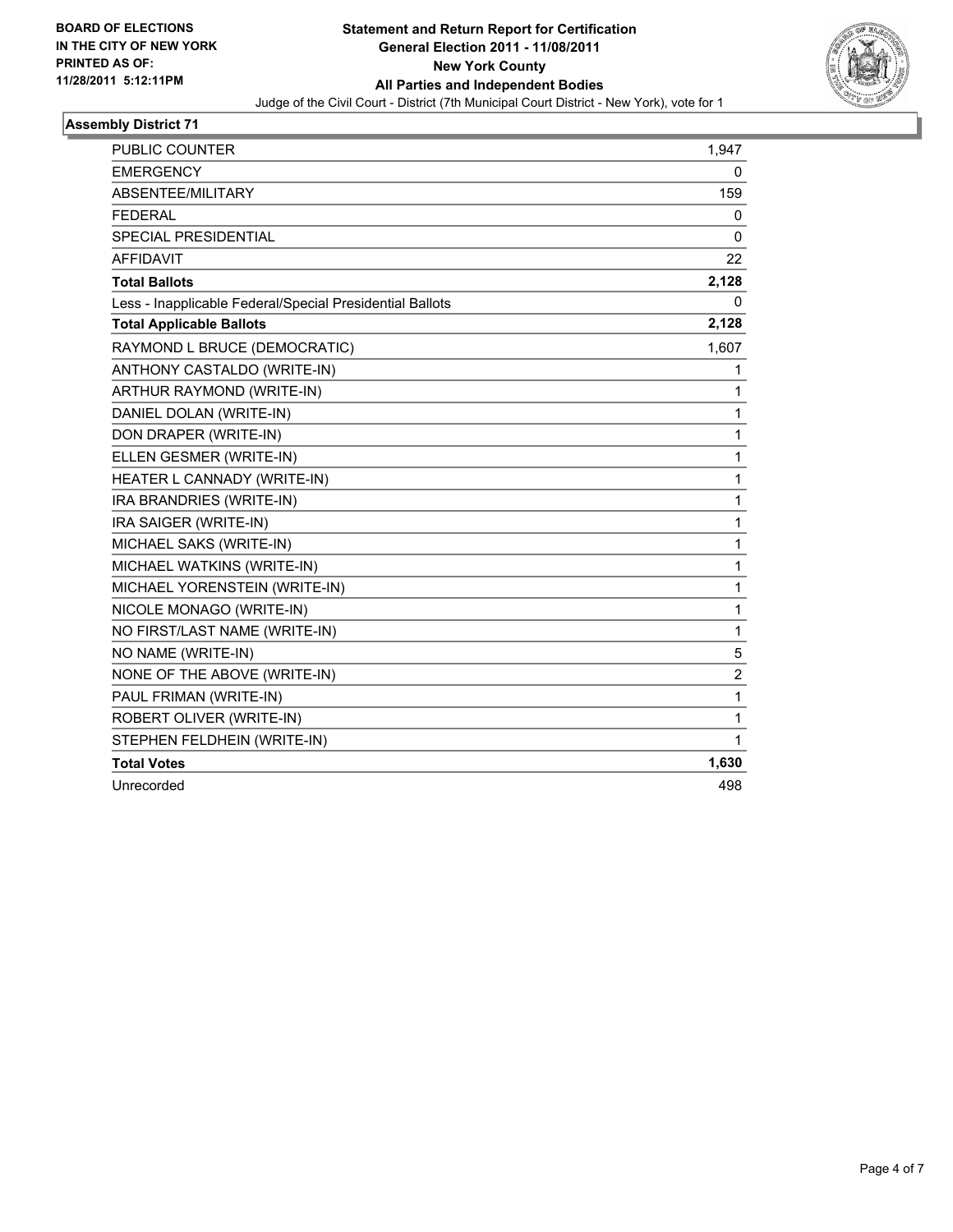**BOARD OF ELECTIONS IN THE CITY OF NEW YORK PRINTED AS OF: 11/28/2011 5:12:11PM**

**Statement and Return Report for Certification**
**General Election 2011 - 11/08/2011**
**New York County**
**All Parties and Independent Bodies**
Judge of the Civil Court - District (7th Municipal Court District - New York), vote for 1

## Assembly District 71

| | |
|---|---|
| PUBLIC COUNTER | 1,947 |
| EMERGENCY | 0 |
| ABSENTEE/MILITARY | 159 |
| FEDERAL | 0 |
| SPECIAL PRESIDENTIAL | 0 |
| AFFIDAVIT | 22 |
| **Total Ballots** | **2,128** |
| Less - Inapplicable Federal/Special Presidential Ballots | 0 |
| **Total Applicable Ballots** | **2,128** |
| RAYMOND L BRUCE (DEMOCRATIC) | 1,607 |
| ANTHONY CASTALDO (WRITE-IN) | 1 |
| ARTHUR RAYMOND (WRITE-IN) | 1 |
| DANIEL DOLAN (WRITE-IN) | 1 |
| DON DRAPER (WRITE-IN) | 1 |
| ELLEN GESMER (WRITE-IN) | 1 |
| HEATER L CANNADY (WRITE-IN) | 1 |
| IRA BRANDRIES (WRITE-IN) | 1 |
| IRA SAIGER (WRITE-IN) | 1 |
| MICHAEL SAKS (WRITE-IN) | 1 |
| MICHAEL WATKINS (WRITE-IN) | 1 |
| MICHAEL YORENSTEIN (WRITE-IN) | 1 |
| NICOLE MONAGO (WRITE-IN) | 1 |
| NO FIRST/LAST NAME (WRITE-IN) | 1 |
| NO NAME (WRITE-IN) | 5 |
| NONE OF THE ABOVE (WRITE-IN) | 2 |
| PAUL FRIMAN (WRITE-IN) | 1 |
| ROBERT OLIVER (WRITE-IN) | 1 |
| STEPHEN FELDHEIN (WRITE-IN) | 1 |
| **Total Votes** | **1,630** |
| Unrecorded | 498 |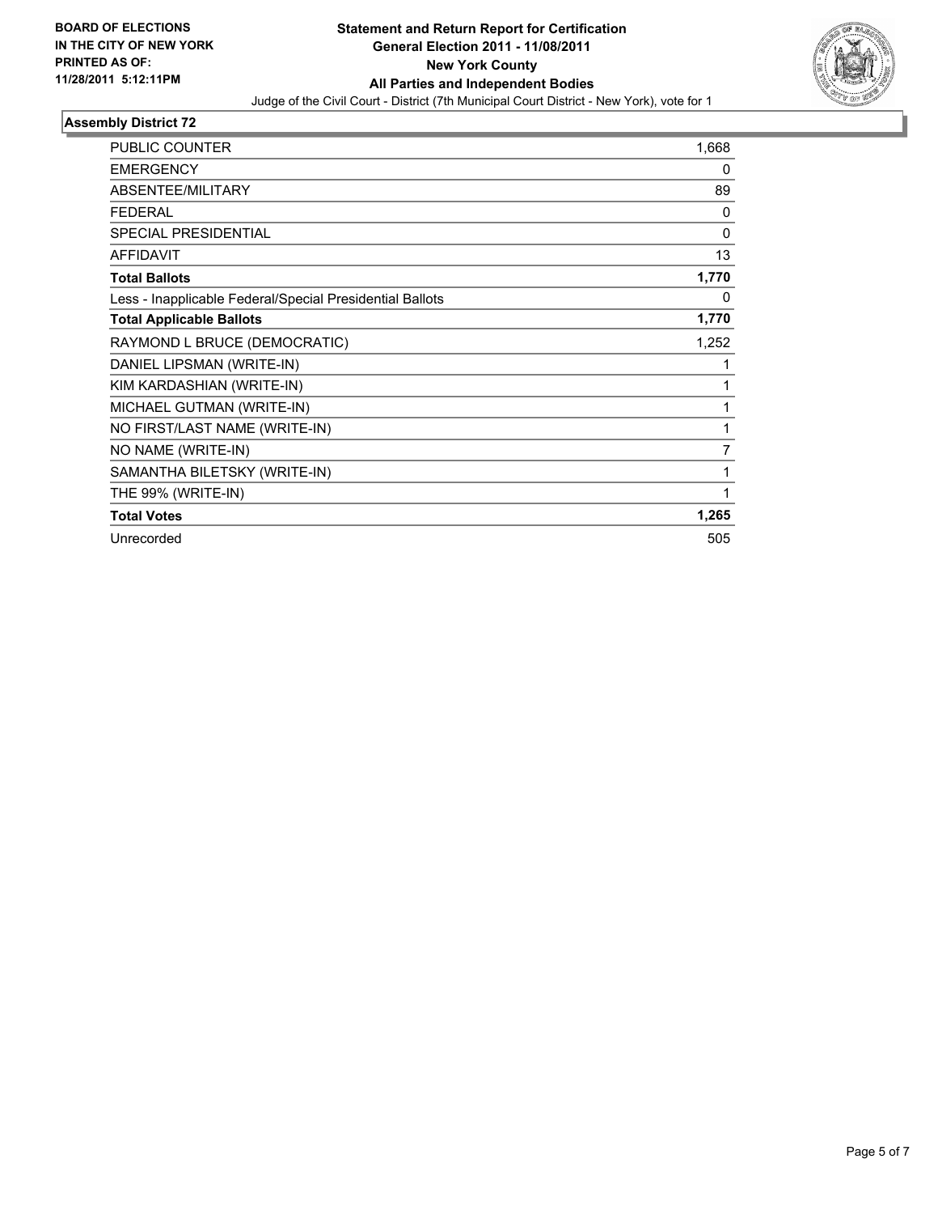**BOARD OF ELECTIONS IN THE CITY OF NEW YORK PRINTED AS OF: 11/28/2011 5:12:11PM**

**Statement and Return Report for Certification**
**General Election 2011 - 11/08/2011**
**New York County**
**All Parties and Independent Bodies**
Judge of the Civil Court - District (7th Municipal Court District - New York), vote for 1

## Assembly District 72

| | |
|---|---|
| PUBLIC COUNTER | 1,668 |
| EMERGENCY | 0 |
| ABSENTEE/MILITARY | 89 |
| FEDERAL | 0 |
| SPECIAL PRESIDENTIAL | 0 |
| AFFIDAVIT | 13 |
| **Total Ballots** | **1,770** |
| Less - Inapplicable Federal/Special Presidential Ballots | 0 |
| **Total Applicable Ballots** | **1,770** |
| RAYMOND L BRUCE (DEMOCRATIC) | 1,252 |
| DANIEL LIPSMAN (WRITE-IN) | 1 |
| KIM KARDASHIAN (WRITE-IN) | 1 |
| MICHAEL GUTMAN (WRITE-IN) | 1 |
| NO FIRST/LAST NAME (WRITE-IN) | 1 |
| NO NAME (WRITE-IN) | 7 |
| SAMANTHA BILETSKY (WRITE-IN) | 1 |
| THE 99% (WRITE-IN) | 1 |
| **Total Votes** | **1,265** |
| Unrecorded | 505 |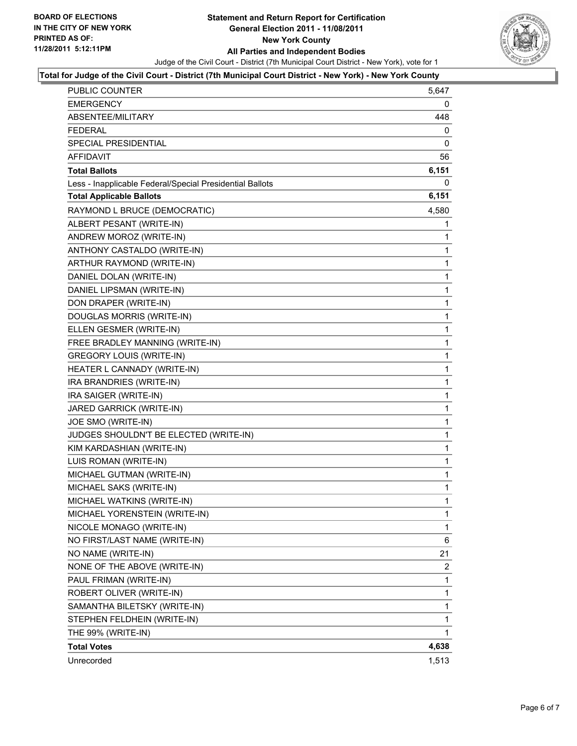**BOARD OF ELECTIONS IN THE CITY OF NEW YORK PRINTED AS OF: 11/28/2011 5:12:11PM**

# Statement and Return Report for Certification
## General Election 2011 - 11/08/2011
## New York County
## All Parties and Independent Bodies

Judge of the Civil Court - District (7th Municipal Court District - New York), vote for 1

### Total for Judge of the Civil Court - District (7th Municipal Court District - New York) - New York County

| | |
|---|---|
| PUBLIC COUNTER | 5,647 |
| EMERGENCY | 0 |
| ABSENTEE/MILITARY | 448 |
| FEDERAL | 0 |
| SPECIAL PRESIDENTIAL | 0 |
| AFFIDAVIT | 56 |
| **Total Ballots** | **6,151** |
| Less - Inapplicable Federal/Special Presidential Ballots | 0 |
| **Total Applicable Ballots** | **6,151** |
| RAYMOND L BRUCE (DEMOCRATIC) | 4,580 |
| ALBERT PESANT (WRITE-IN) | 1 |
| ANDREW MOROZ (WRITE-IN) | 1 |
| ANTHONY CASTALDO (WRITE-IN) | 1 |
| ARTHUR RAYMOND (WRITE-IN) | 1 |
| DANIEL DOLAN (WRITE-IN) | 1 |
| DANIEL LIPSMAN (WRITE-IN) | 1 |
| DON DRAPER (WRITE-IN) | 1 |
| DOUGLAS MORRIS (WRITE-IN) | 1 |
| ELLEN GESMER (WRITE-IN) | 1 |
| FREE BRADLEY MANNING (WRITE-IN) | 1 |
| GREGORY LOUIS (WRITE-IN) | 1 |
| HEATER L CANNADY (WRITE-IN) | 1 |
| IRA BRANDRIES (WRITE-IN) | 1 |
| IRA SAIGER (WRITE-IN) | 1 |
| JARED GARRICK (WRITE-IN) | 1 |
| JOE SMO (WRITE-IN) | 1 |
| JUDGES SHOULDN'T BE ELECTED (WRITE-IN) | 1 |
| KIM KARDASHIAN (WRITE-IN) | 1 |
| LUIS ROMAN (WRITE-IN) | 1 |
| MICHAEL GUTMAN (WRITE-IN) | 1 |
| MICHAEL SAKS (WRITE-IN) | 1 |
| MICHAEL WATKINS (WRITE-IN) | 1 |
| MICHAEL YORENSTEIN (WRITE-IN) | 1 |
| NICOLE MONAGO (WRITE-IN) | 1 |
| NO FIRST/LAST NAME (WRITE-IN) | 6 |
| NO NAME (WRITE-IN) | 21 |
| NONE OF THE ABOVE (WRITE-IN) | 2 |
| PAUL FRIMAN (WRITE-IN) | 1 |
| ROBERT OLIVER (WRITE-IN) | 1 |
| SAMANTHA BILETSKY (WRITE-IN) | 1 |
| STEPHEN FELDHEIN (WRITE-IN) | 1 |
| THE 99% (WRITE-IN) | 1 |
| **Total Votes** | **4,638** |
| Unrecorded | 1,513 |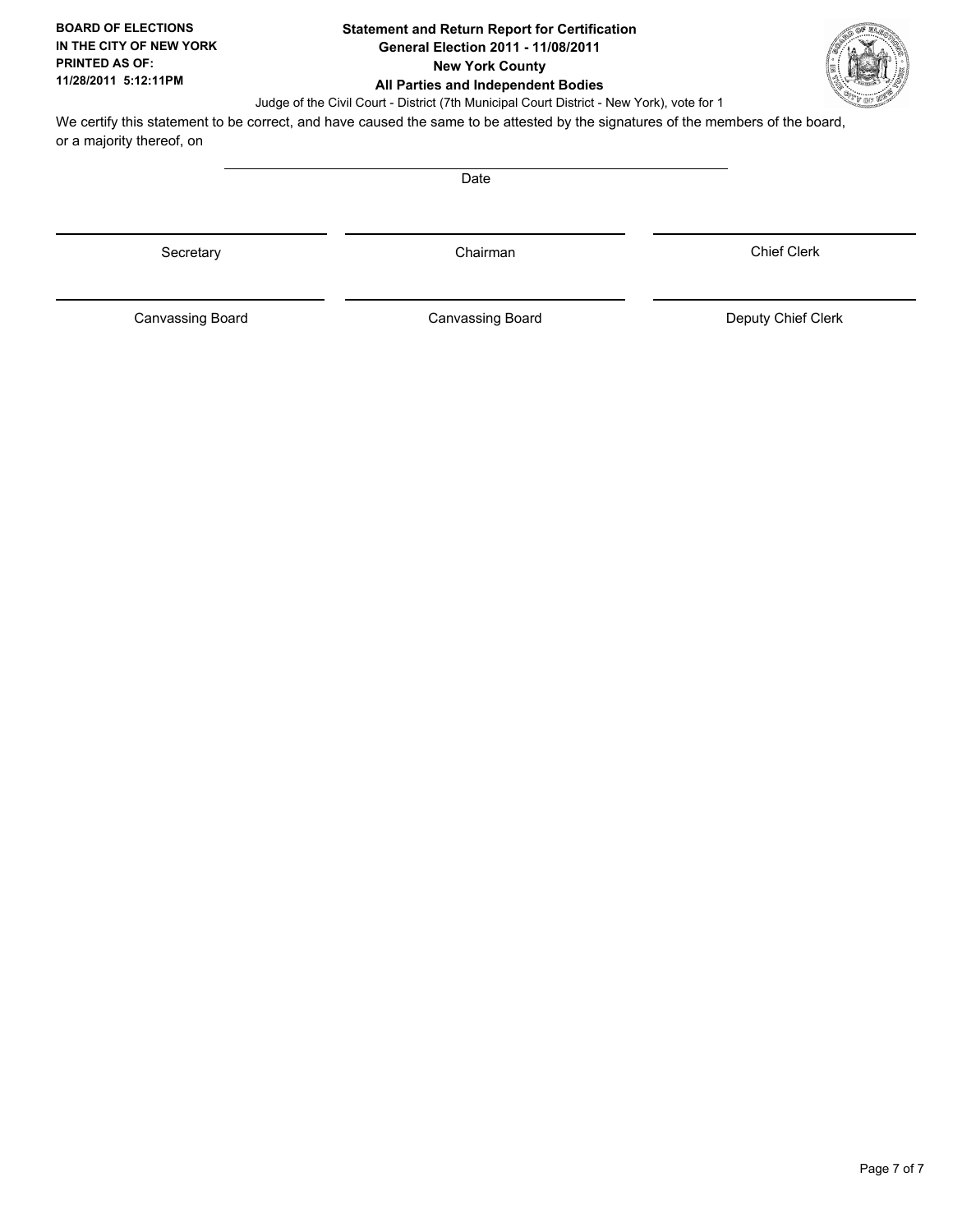We certify this statement to be correct, and have caused the same to be attested by the signatures of the members of the board, or a majority thereof, on

Date

| | | |
|---|---|---|
| Secretary | Chairman | Chief Clerk |
| Canvassing Board | Canvassing Board | Deputy Chief Clerk |